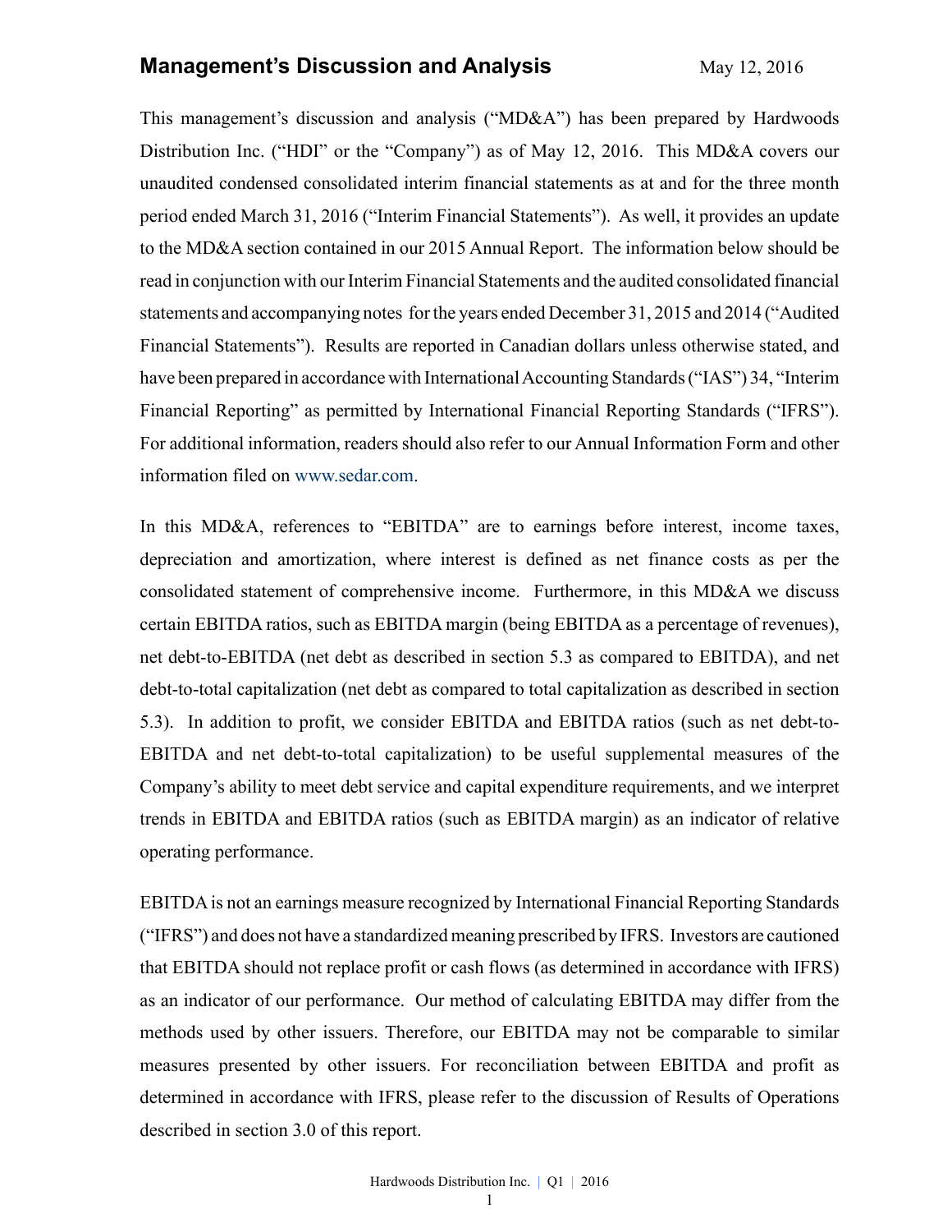# Management's Discussion and Analysis

May 12, 2016

This management's discussion and analysis ("MD&A") has been prepared by Hardwoods Distribution Inc. ("HDI" or the "Company") as of May 12, 2016. This MD&A covers our unaudited condensed consolidated interim financial statements as at and for the three month period ended March 31, 2016 ("Interim Financial Statements"). As well, it provides an update to the MD&A section contained in our 2015 Annual Report. The information below should be read in conjunction with our Interim Financial Statements and the audited consolidated financial statements and accompanying notes for the years ended December 31, 2015 and 2014 ("Audited Financial Statements"). Results are reported in Canadian dollars unless otherwise stated, and have been prepared in accordance with International Accounting Standards ("IAS") 34, "Interim Financial Reporting" as permitted by International Financial Reporting Standards ("IFRS"). For additional information, readers should also refer to our Annual Information Form and other information filed on www.sedar.com.

In this MD&A, references to "EBITDA" are to earnings before interest, income taxes, depreciation and amortization, where interest is defined as net finance costs as per the consolidated statement of comprehensive income. Furthermore, in this MD&A we discuss certain EBITDA ratios, such as EBITDA margin (being EBITDA as a percentage of revenues), net debt-to-EBITDA (net debt as described in section 5.3 as compared to EBITDA), and net debt-to-total capitalization (net debt as compared to total capitalization as described in section 5.3). In addition to profit, we consider EBITDA and EBITDA ratios (such as net debt-to-EBITDA and net debt-to-total capitalization) to be useful supplemental measures of the Company's ability to meet debt service and capital expenditure requirements, and we interpret trends in EBITDA and EBITDA ratios (such as EBITDA margin) as an indicator of relative operating performance.

EBITDA is not an earnings measure recognized by International Financial Reporting Standards ("IFRS") and does not have a standardized meaning prescribed by IFRS. Investors are cautioned that EBITDA should not replace profit or cash flows (as determined in accordance with IFRS) as an indicator of our performance. Our method of calculating EBITDA may differ from the methods used by other issuers. Therefore, our EBITDA may not be comparable to similar measures presented by other issuers. For reconciliation between EBITDA and profit as determined in accordance with IFRS, please refer to the discussion of Results of Operations described in section 3.0 of this report.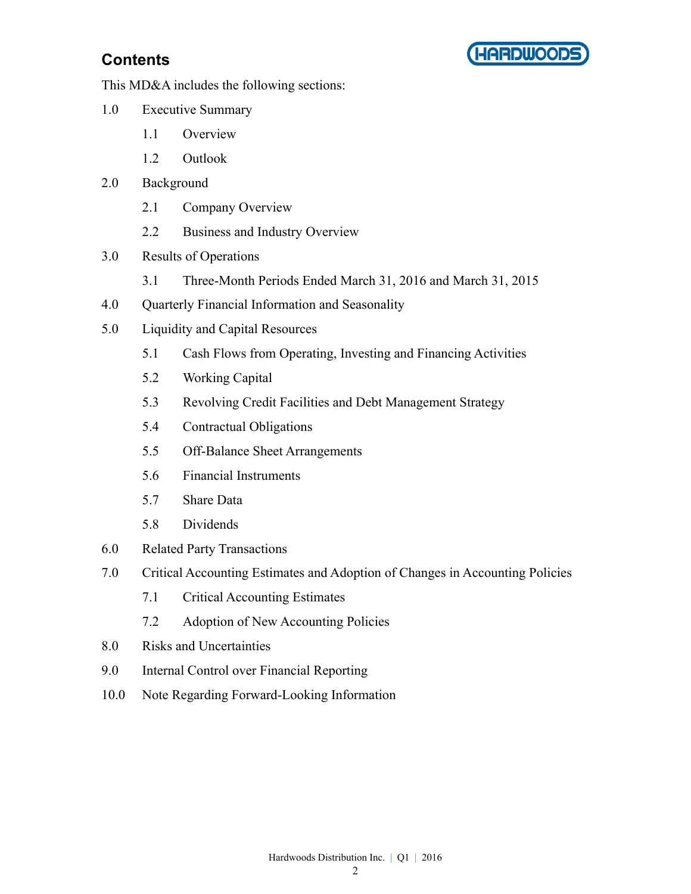## Contents

This MD&A includes the following sections:

- 1.0 Executive Summary
  - 1.1 Overview
  - 1.2 Outlook
- 2.0 Background
  - 2.1 Company Overview
  - 2.2 Business and Industry Overview
- 3.0 Results of Operations
  - 3.1 Three-Month Periods Ended March 31, 2016 and March 31, 2015
- 4.0 Quarterly Financial Information and Seasonality
- 5.0 Liquidity and Capital Resources
  - 5.1 Cash Flows from Operating, Investing and Financing Activities
  - 5.2 Working Capital
  - 5.3 Revolving Credit Facilities and Debt Management Strategy
  - 5.4 Contractual Obligations
  - 5.5 Off-Balance Sheet Arrangements
  - 5.6 Financial Instruments
  - 5.7 Share Data
  - 5.8 Dividends
- 6.0 Related Party Transactions
- 7.0 Critical Accounting Estimates and Adoption of Changes in Accounting Policies
  - 7.1 Critical Accounting Estimates
  - 7.2 Adoption of New Accounting Policies
- 8.0 Risks and Uncertainties
- 9.0 Internal Control over Financial Reporting
- 10.0 Note Regarding Forward-Looking Information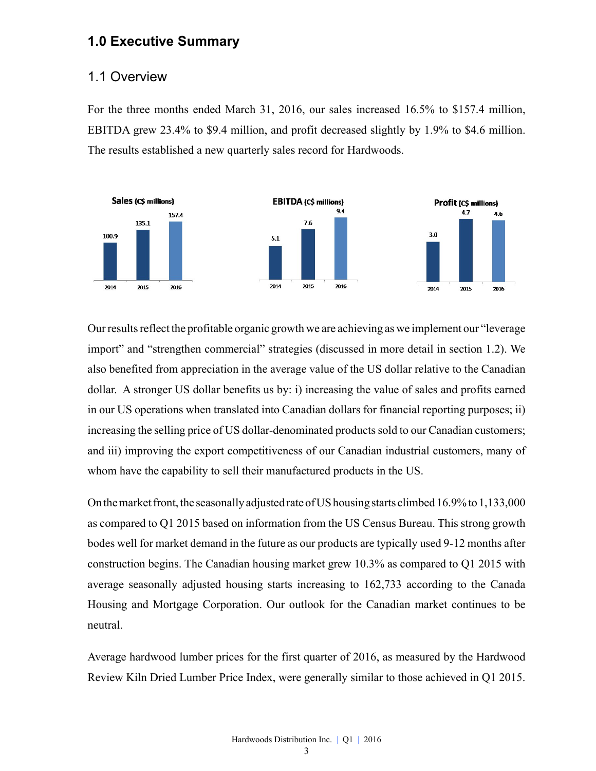# 1.0 Executive Summary

## 1.1 Overview

For the three months ended March 31, 2016, our sales increased 16.5% to $157.4 million, EBITDA grew 23.4% to $9.4 million, and profit decreased slightly by 1.9% to $4.6 million. The results established a new quarterly sales record for Hardwoods.

**Sales (C$ millions)**

| 2014 | 2015 | 2016 |
| --- | --- | --- |
| 100.9 | 135.1 | 157.4 |

**EBITDA (C$ millions)**

| 2014 | 2015 | 2016 |
| --- | --- | --- |
| 5.1 | 7.6 | 9.4 |

**Profit (C$ millions)**

| 2014 | 2015 | 2016 |
| --- | --- | --- |
| 3.0 | 4.7 | 4.6 |

Our results reflect the profitable organic growth we are achieving as we implement our "leverage import" and "strengthen commercial" strategies (discussed in more detail in section 1.2). We also benefited from appreciation in the average value of the US dollar relative to the Canadian dollar. A stronger US dollar benefits us by: i) increasing the value of sales and profits earned in our US operations when translated into Canadian dollars for financial reporting purposes; ii) increasing the selling price of US dollar-denominated products sold to our Canadian customers; and iii) improving the export competitiveness of our Canadian industrial customers, many of whom have the capability to sell their manufactured products in the US.

On the market front, the seasonally adjusted rate of US housing starts climbed 16.9% to 1,133,000 as compared to Q1 2015 based on information from the US Census Bureau. This strong growth bodes well for market demand in the future as our products are typically used 9-12 months after construction begins. The Canadian housing market grew 10.3% as compared to Q1 2015 with average seasonally adjusted housing starts increasing to 162,733 according to the Canada Housing and Mortgage Corporation. Our outlook for the Canadian market continues to be neutral.

Average hardwood lumber prices for the first quarter of 2016, as measured by the Hardwood Review Kiln Dried Lumber Price Index, were generally similar to those achieved in Q1 2015.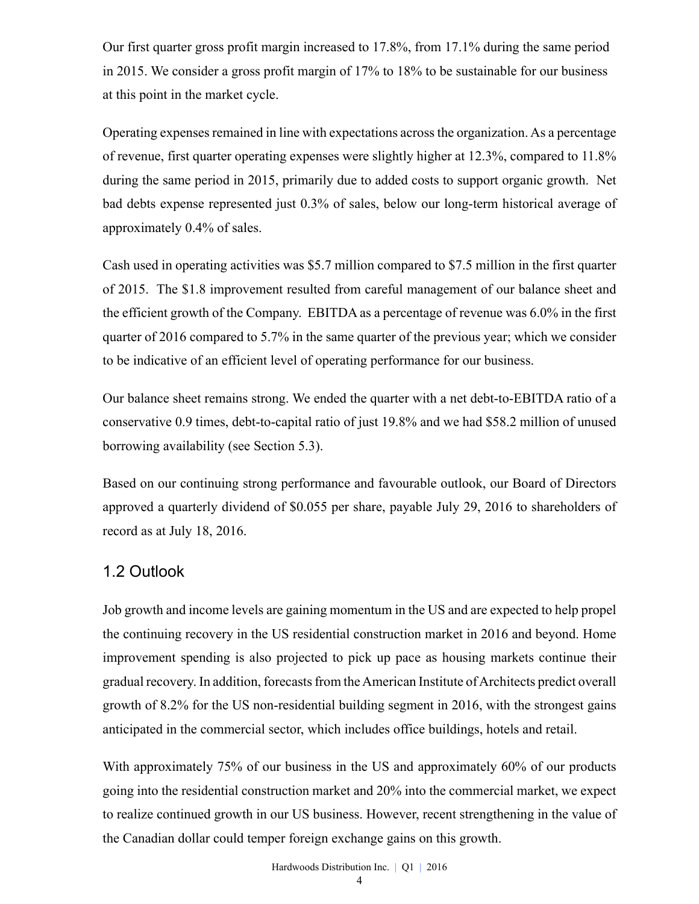Our first quarter gross profit margin increased to 17.8%, from 17.1% during the same period in 2015. We consider a gross profit margin of 17% to 18% to be sustainable for our business at this point in the market cycle.

Operating expenses remained in line with expectations across the organization. As a percentage of revenue, first quarter operating expenses were slightly higher at 12.3%, compared to 11.8% during the same period in 2015, primarily due to added costs to support organic growth. Net bad debts expense represented just 0.3% of sales, below our long-term historical average of approximately 0.4% of sales.

Cash used in operating activities was $5.7 million compared to $7.5 million in the first quarter of 2015. The $1.8 improvement resulted from careful management of our balance sheet and the efficient growth of the Company. EBITDA as a percentage of revenue was 6.0% in the first quarter of 2016 compared to 5.7% in the same quarter of the previous year; which we consider to be indicative of an efficient level of operating performance for our business.

Our balance sheet remains strong. We ended the quarter with a net debt-to-EBITDA ratio of a conservative 0.9 times, debt-to-capital ratio of just 19.8% and we had $58.2 million of unused borrowing availability (see Section 5.3).

Based on our continuing strong performance and favourable outlook, our Board of Directors approved a quarterly dividend of $0.055 per share, payable July 29, 2016 to shareholders of record as at July 18, 2016.

## 1.2 Outlook

Job growth and income levels are gaining momentum in the US and are expected to help propel the continuing recovery in the US residential construction market in 2016 and beyond. Home improvement spending is also projected to pick up pace as housing markets continue their gradual recovery. In addition, forecasts from the American Institute of Architects predict overall growth of 8.2% for the US non-residential building segment in 2016, with the strongest gains anticipated in the commercial sector, which includes office buildings, hotels and retail.

With approximately 75% of our business in the US and approximately 60% of our products going into the residential construction market and 20% into the commercial market, we expect to realize continued growth in our US business. However, recent strengthening in the value of the Canadian dollar could temper foreign exchange gains on this growth.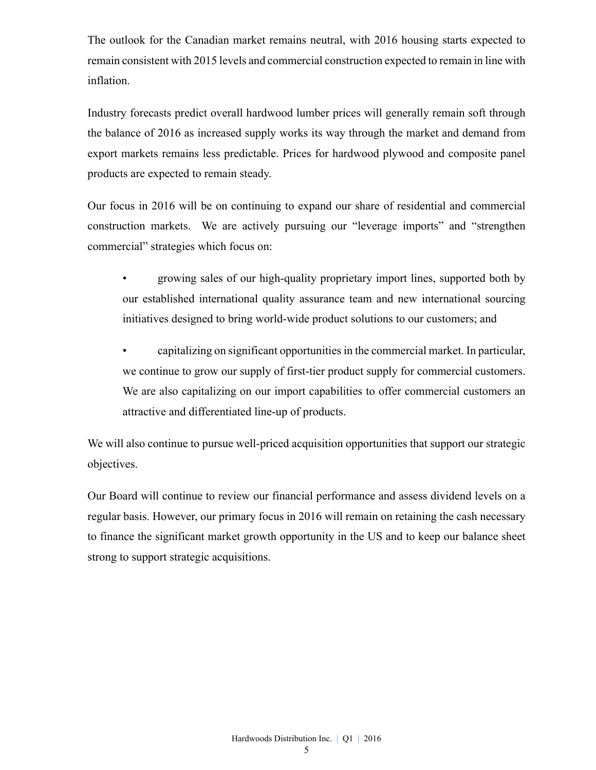The outlook for the Canadian market remains neutral, with 2016 housing starts expected to remain consistent with 2015 levels and commercial construction expected to remain in line with inflation.

Industry forecasts predict overall hardwood lumber prices will generally remain soft through the balance of 2016 as increased supply works its way through the market and demand from export markets remains less predictable. Prices for hardwood plywood and composite panel products are expected to remain steady.

Our focus in 2016 will be on continuing to expand our share of residential and commercial construction markets. We are actively pursuing our "leverage imports" and "strengthen commercial" strategies which focus on:

- growing sales of our high-quality proprietary import lines, supported both by our established international quality assurance team and new international sourcing initiatives designed to bring world-wide product solutions to our customers; and
- capitalizing on significant opportunities in the commercial market. In particular, we continue to grow our supply of first-tier product supply for commercial customers. We are also capitalizing on our import capabilities to offer commercial customers an attractive and differentiated line-up of products.

We will also continue to pursue well-priced acquisition opportunities that support our strategic objectives.

Our Board will continue to review our financial performance and assess dividend levels on a regular basis. However, our primary focus in 2016 will remain on retaining the cash necessary to finance the significant market growth opportunity in the US and to keep our balance sheet strong to support strategic acquisitions.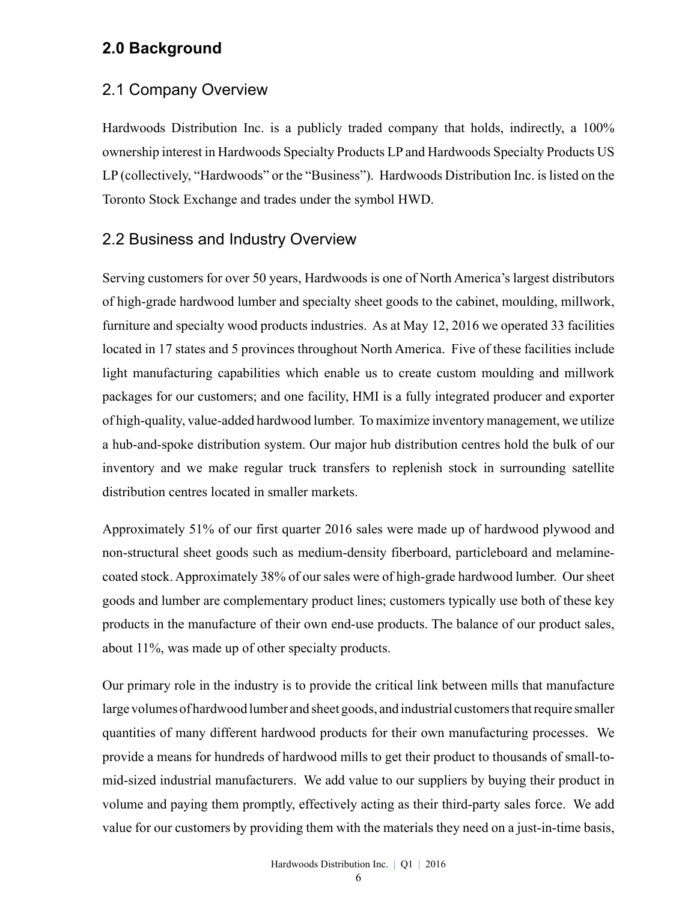## 2.0 Background

### 2.1 Company Overview

Hardwoods Distribution Inc. is a publicly traded company that holds, indirectly, a 100% ownership interest in Hardwoods Specialty Products LP and Hardwoods Specialty Products US LP (collectively, "Hardwoods" or the "Business"). Hardwoods Distribution Inc. is listed on the Toronto Stock Exchange and trades under the symbol HWD.

### 2.2 Business and Industry Overview

Serving customers for over 50 years, Hardwoods is one of North America's largest distributors of high-grade hardwood lumber and specialty sheet goods to the cabinet, moulding, millwork, furniture and specialty wood products industries. As at May 12, 2016 we operated 33 facilities located in 17 states and 5 provinces throughout North America. Five of these facilities include light manufacturing capabilities which enable us to create custom moulding and millwork packages for our customers; and one facility, HMI is a fully integrated producer and exporter of high-quality, value-added hardwood lumber. To maximize inventory management, we utilize a hub-and-spoke distribution system. Our major hub distribution centres hold the bulk of our inventory and we make regular truck transfers to replenish stock in surrounding satellite distribution centres located in smaller markets.

Approximately 51% of our first quarter 2016 sales were made up of hardwood plywood and non-structural sheet goods such as medium-density fiberboard, particleboard and melamine-coated stock. Approximately 38% of our sales were of high-grade hardwood lumber. Our sheet goods and lumber are complementary product lines; customers typically use both of these key products in the manufacture of their own end-use products. The balance of our product sales, about 11%, was made up of other specialty products.

Our primary role in the industry is to provide the critical link between mills that manufacture large volumes of hardwood lumber and sheet goods, and industrial customers that require smaller quantities of many different hardwood products for their own manufacturing processes. We provide a means for hundreds of hardwood mills to get their product to thousands of small-to-mid-sized industrial manufacturers. We add value to our suppliers by buying their product in volume and paying them promptly, effectively acting as their third-party sales force. We add value for our customers by providing them with the materials they need on a just-in-time basis,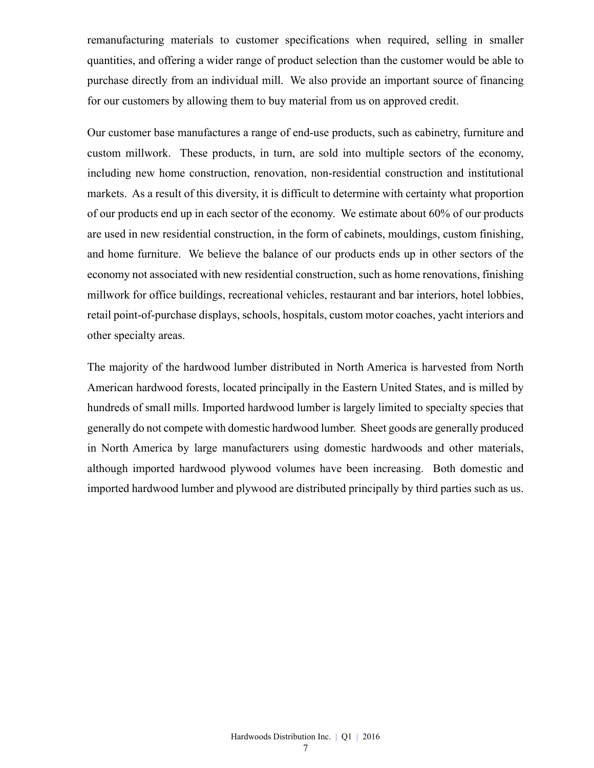remanufacturing materials to customer specifications when required, selling in smaller quantities, and offering a wider range of product selection than the customer would be able to purchase directly from an individual mill. We also provide an important source of financing for our customers by allowing them to buy material from us on approved credit.

Our customer base manufactures a range of end-use products, such as cabinetry, furniture and custom millwork. These products, in turn, are sold into multiple sectors of the economy, including new home construction, renovation, non-residential construction and institutional markets. As a result of this diversity, it is difficult to determine with certainty what proportion of our products end up in each sector of the economy. We estimate about 60% of our products are used in new residential construction, in the form of cabinets, mouldings, custom finishing, and home furniture. We believe the balance of our products ends up in other sectors of the economy not associated with new residential construction, such as home renovations, finishing millwork for office buildings, recreational vehicles, restaurant and bar interiors, hotel lobbies, retail point-of-purchase displays, schools, hospitals, custom motor coaches, yacht interiors and other specialty areas.

The majority of the hardwood lumber distributed in North America is harvested from North American hardwood forests, located principally in the Eastern United States, and is milled by hundreds of small mills. Imported hardwood lumber is largely limited to specialty species that generally do not compete with domestic hardwood lumber. Sheet goods are generally produced in North America by large manufacturers using domestic hardwoods and other materials, although imported hardwood plywood volumes have been increasing. Both domestic and imported hardwood lumber and plywood are distributed principally by third parties such as us.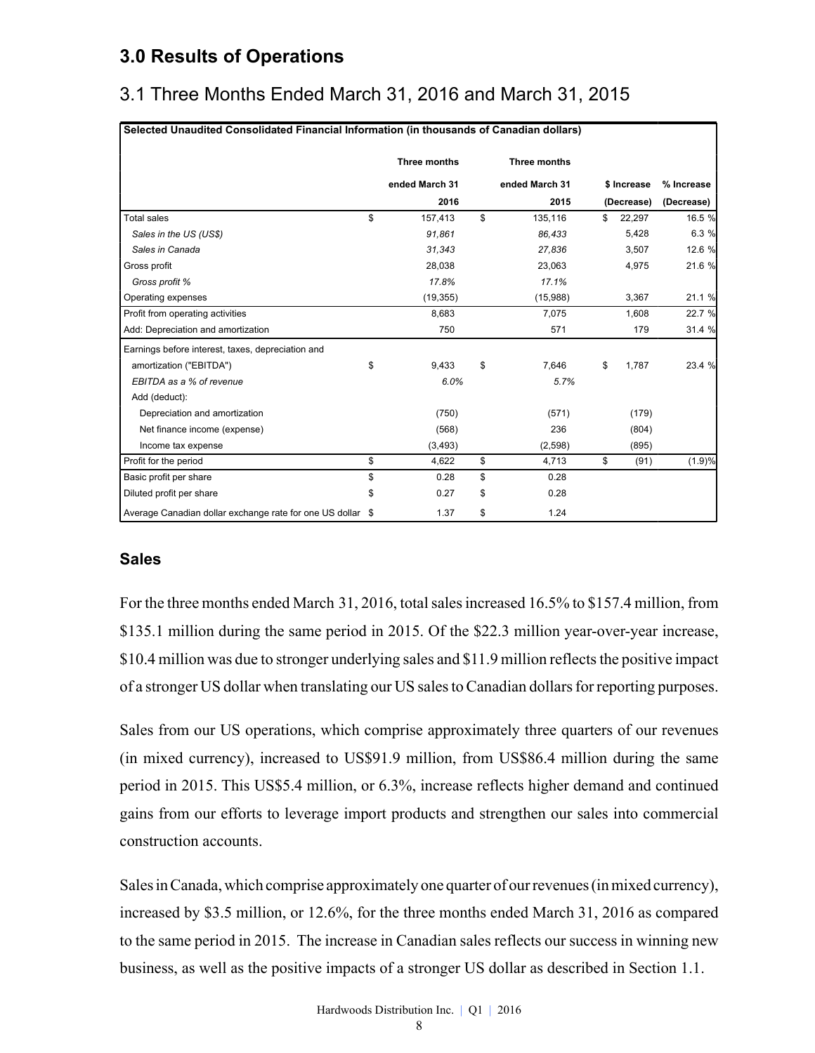## 3.0 Results of Operations

### 3.1 Three Months Ended March 31, 2016 and March 31, 2015

| Selected Unaudited Consolidated Financial Information (in thousands of Canadian dollars) | | | | |
|---|---|---|---|---|
| | Three months ended March 31 2016 | Three months ended March 31 2015 | $ Increase (Decrease) | % Increase (Decrease) |
| Total sales | $ 157,413 | $ 135,116 | $ 22,297 | 16.5 % |
| *Sales in the US (US$)* | *91,861* | *86,433* | 5,428 | 6.3 % |
| *Sales in Canada* | *31,343* | *27,836* | 3,507 | 12.6 % |
| Gross profit | 28,038 | 23,063 | 4,975 | 21.6 % |
| *Gross profit %* | *17.8%* | *17.1%* | | |
| Operating expenses | (19,355) | (15,988) | 3,367 | 21.1 % |
| Profit from operating activities | 8,683 | 7,075 | 1,608 | 22.7 % |
| Add: Depreciation and amortization | 750 | 571 | 179 | 31.4 % |
| Earnings before interest, taxes, depreciation and amortization ("EBITDA") | $ 9,433 | $ 7,646 | $ 1,787 | 23.4 % |
| *EBITDA as a % of revenue* | *6.0%* | *5.7%* | | |
| Add (deduct): | | | | |
| Depreciation and amortization | (750) | (571) | (179) | |
| Net finance income (expense) | (568) | 236 | (804) | |
| Income tax expense | (3,493) | (2,598) | (895) | |
| Profit for the period | $ 4,622 | $ 4,713 | $ (91) | (1.9)% |
| Basic profit per share | $ 0.28 | $ 0.28 | | |
| Diluted profit per share | $ 0.27 | $ 0.28 | | |
| Average Canadian dollar exchange rate for one US dollar | $ 1.37 | $ 1.24 | | |

### Sales

For the three months ended March 31, 2016, total sales increased 16.5% to $157.4 million, from $135.1 million during the same period in 2015. Of the $22.3 million year-over-year increase, $10.4 million was due to stronger underlying sales and $11.9 million reflects the positive impact of a stronger US dollar when translating our US sales to Canadian dollars for reporting purposes.

Sales from our US operations, which comprise approximately three quarters of our revenues (in mixed currency), increased to US$91.9 million, from US$86.4 million during the same period in 2015. This US$5.4 million, or 6.3%, increase reflects higher demand and continued gains from our efforts to leverage import products and strengthen our sales into commercial construction accounts.

Sales in Canada, which comprise approximately one quarter of our revenues (in mixed currency), increased by $3.5 million, or 12.6%, for the three months ended March 31, 2016 as compared to the same period in 2015. The increase in Canadian sales reflects our success in winning new business, as well as the positive impacts of a stronger US dollar as described in Section 1.1.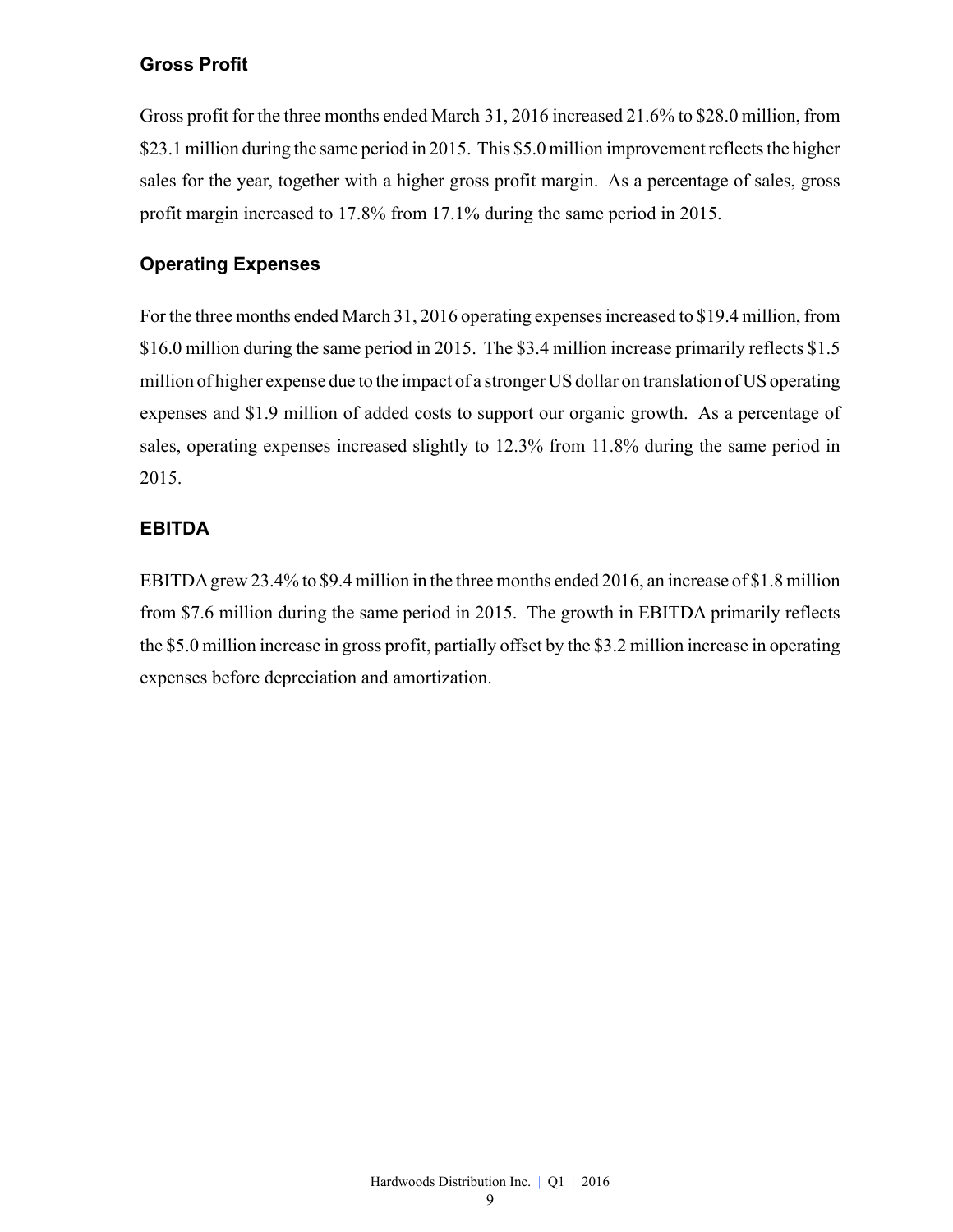## Gross Profit

Gross profit for the three months ended March 31, 2016 increased 21.6% to $28.0 million, from $23.1 million during the same period in 2015. This $5.0 million improvement reflects the higher sales for the year, together with a higher gross profit margin. As a percentage of sales, gross profit margin increased to 17.8% from 17.1% during the same period in 2015.

## Operating Expenses

For the three months ended March 31, 2016 operating expenses increased to $19.4 million, from $16.0 million during the same period in 2015. The $3.4 million increase primarily reflects $1.5 million of higher expense due to the impact of a stronger US dollar on translation of US operating expenses and $1.9 million of added costs to support our organic growth. As a percentage of sales, operating expenses increased slightly to 12.3% from 11.8% during the same period in 2015.

## EBITDA

EBITDA grew 23.4% to $9.4 million in the three months ended 2016, an increase of $1.8 million from $7.6 million during the same period in 2015. The growth in EBITDA primarily reflects the $5.0 million increase in gross profit, partially offset by the $3.2 million increase in operating expenses before depreciation and amortization.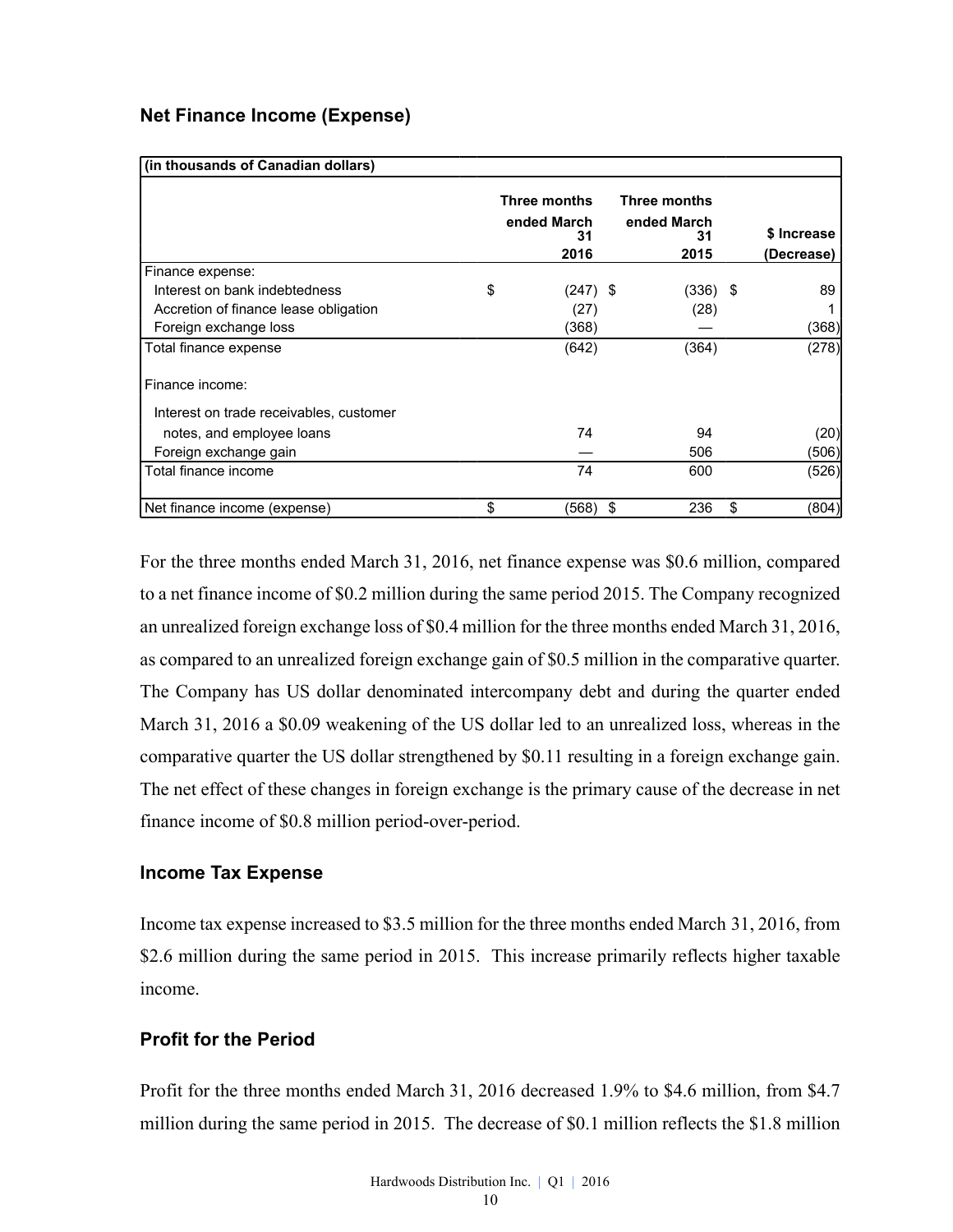## Net Finance Income (Expense)

| (in thousands of Canadian dollars) | Three months ended March 31 2016 | Three months ended March 31 2015 | $ Increase (Decrease) |
|---|---|---|---|
| Finance expense: | | | |
| Interest on bank indebtedness | $ (247) | $ (336) | $ 89 |
| Accretion of finance lease obligation | (27) | (28) | 1 |
| Foreign exchange loss | (368) | — | (368) |
| Total finance expense | (642) | (364) | (278) |
| Finance income: | | | |
| Interest on trade receivables, customer notes, and employee loans | 74 | 94 | (20) |
| Foreign exchange gain | — | 506 | (506) |
| Total finance income | 74 | 600 | (526) |
| Net finance income (expense) | $ (568) | $ 236 | $ (804) |

For the three months ended March 31, 2016, net finance expense was $0.6 million, compared to a net finance income of $0.2 million during the same period 2015. The Company recognized an unrealized foreign exchange loss of $0.4 million for the three months ended March 31, 2016, as compared to an unrealized foreign exchange gain of $0.5 million in the comparative quarter. The Company has US dollar denominated intercompany debt and during the quarter ended March 31, 2016 a $0.09 weakening of the US dollar led to an unrealized loss, whereas in the comparative quarter the US dollar strengthened by $0.11 resulting in a foreign exchange gain. The net effect of these changes in foreign exchange is the primary cause of the decrease in net finance income of $0.8 million period-over-period.

## Income Tax Expense

Income tax expense increased to $3.5 million for the three months ended March 31, 2016, from $2.6 million during the same period in 2015. This increase primarily reflects higher taxable income.

## Profit for the Period

Profit for the three months ended March 31, 2016 decreased 1.9% to $4.6 million, from $4.7 million during the same period in 2015. The decrease of $0.1 million reflects the $1.8 million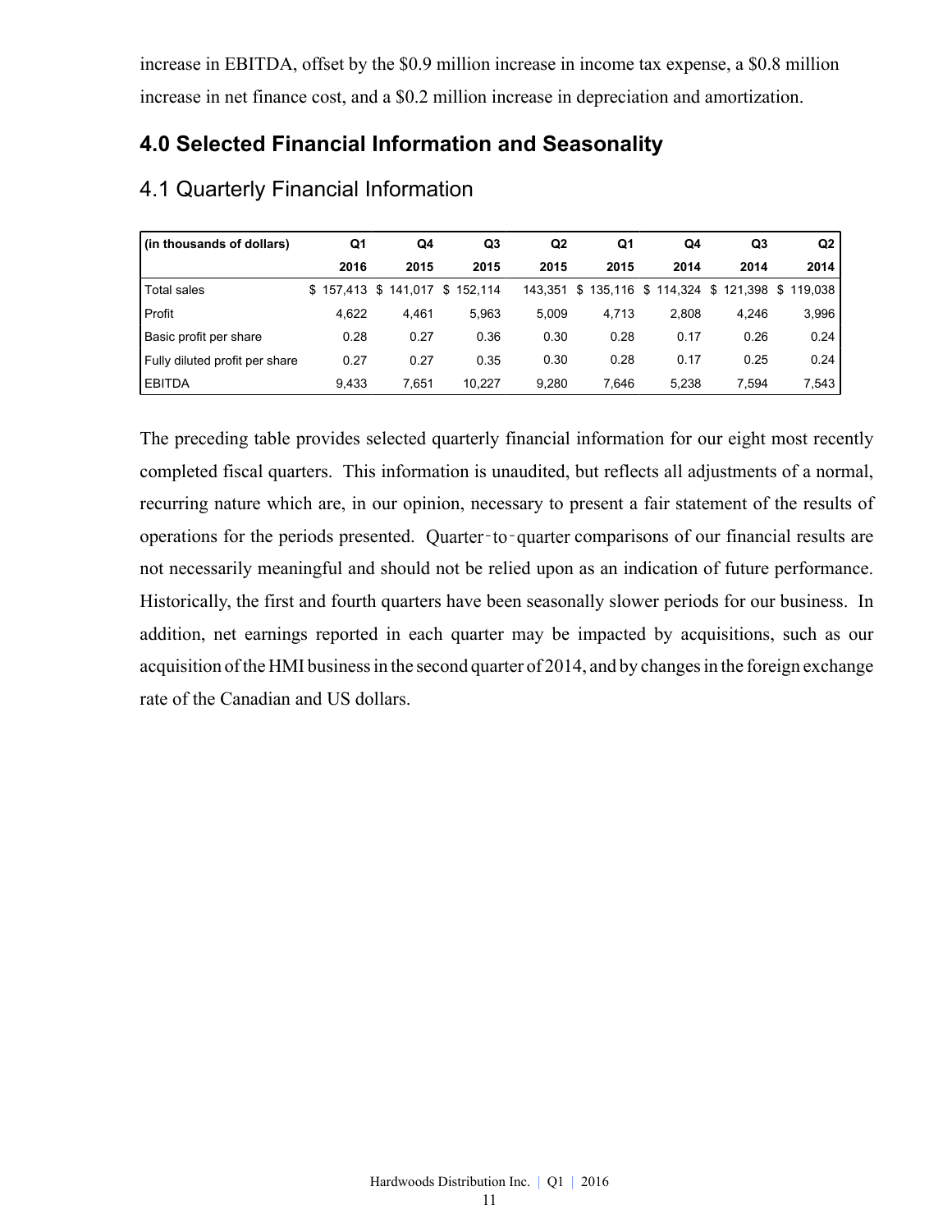increase in EBITDA, offset by the $0.9 million increase in income tax expense, a $0.8 million increase in net finance cost, and a $0.2 million increase in depreciation and amortization.

## 4.0 Selected Financial Information and Seasonality

### 4.1 Quarterly Financial Information

| (in thousands of dollars) | Q1 2016 | Q4 2015 | Q3 2015 | Q2 2015 | Q1 2015 | Q4 2014 | Q3 2014 | Q2 2014 |
|---|---|---|---|---|---|---|---|---|
| Total sales | $ 157,413 | $ 141,017 | $ 152,114 | 143,351 | $ 135,116 | $ 114,324 | $ 121,398 | $ 119,038 |
| Profit | 4,622 | 4,461 | 5,963 | 5,009 | 4,713 | 2,808 | 4,246 | 3,996 |
| Basic profit per share | 0.28 | 0.27 | 0.36 | 0.30 | 0.28 | 0.17 | 0.26 | 0.24 |
| Fully diluted profit per share | 0.27 | 0.27 | 0.35 | 0.30 | 0.28 | 0.17 | 0.25 | 0.24 |
| EBITDA | 9,433 | 7,651 | 10,227 | 9,280 | 7,646 | 5,238 | 7,594 | 7,543 |

The preceding table provides selected quarterly financial information for our eight most recently completed fiscal quarters. This information is unaudited, but reflects all adjustments of a normal, recurring nature which are, in our opinion, necessary to present a fair statement of the results of operations for the periods presented. Quarter-to-quarter comparisons of our financial results are not necessarily meaningful and should not be relied upon as an indication of future performance. Historically, the first and fourth quarters have been seasonally slower periods for our business. In addition, net earnings reported in each quarter may be impacted by acquisitions, such as our acquisition of the HMI business in the second quarter of 2014, and by changes in the foreign exchange rate of the Canadian and US dollars.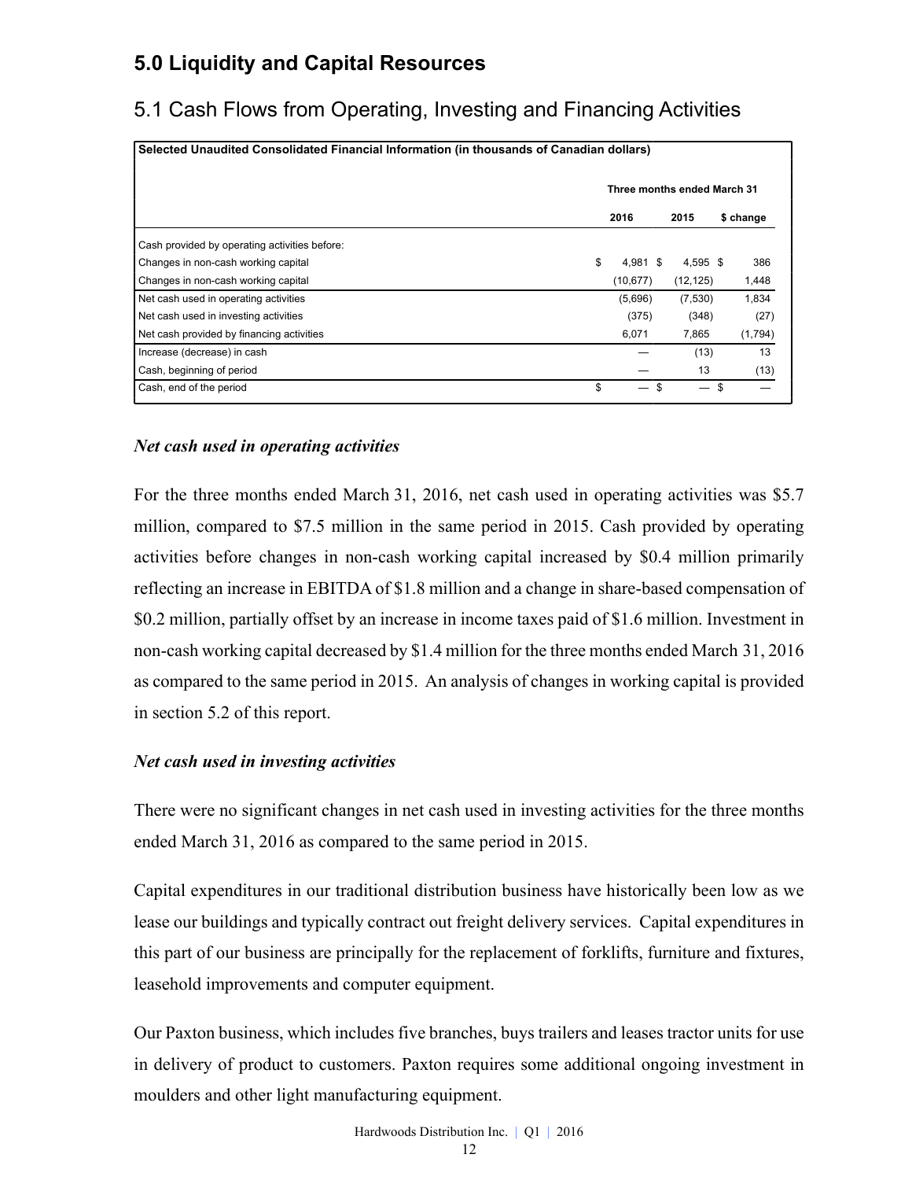# 5.0 Liquidity and Capital Resources

## 5.1 Cash Flows from Operating, Investing and Financing Activities

| Selected Unaudited Consolidated Financial Information (in thousands of Canadian dollars) | | | |
|---|---|---|---|
| | Three months ended March 31 | | |
| | 2016 | 2015 | $ change |
| Cash provided by operating activities before: | | | |
| Changes in non-cash working capital | $ 4,981 | $ 4,595 | $ 386 |
| Changes in non-cash working capital | (10,677) | (12,125) | 1,448 |
| Net cash used in operating activities | (5,696) | (7,530) | 1,834 |
| Net cash used in investing activities | (375) | (348) | (27) |
| Net cash provided by financing activities | 6,071 | 7,865 | (1,794) |
| Increase (decrease) in cash | — | (13) | 13 |
| Cash, beginning of period | — | 13 | (13) |
| Cash, end of the period | $ — | $ — | $ — |

***Net cash used in operating activities***

For the three months ended March 31, 2016, net cash used in operating activities was $5.7 million, compared to $7.5 million in the same period in 2015. Cash provided by operating activities before changes in non-cash working capital increased by $0.4 million primarily reflecting an increase in EBITDA of $1.8 million and a change in share-based compensation of $0.2 million, partially offset by an increase in income taxes paid of $1.6 million. Investment in non-cash working capital decreased by $1.4 million for the three months ended March 31, 2016 as compared to the same period in 2015. An analysis of changes in working capital is provided in section 5.2 of this report.

***Net cash used in investing activities***

There were no significant changes in net cash used in investing activities for the three months ended March 31, 2016 as compared to the same period in 2015.

Capital expenditures in our traditional distribution business have historically been low as we lease our buildings and typically contract out freight delivery services. Capital expenditures in this part of our business are principally for the replacement of forklifts, furniture and fixtures, leasehold improvements and computer equipment.

Our Paxton business, which includes five branches, buys trailers and leases tractor units for use in delivery of product to customers. Paxton requires some additional ongoing investment in moulders and other light manufacturing equipment.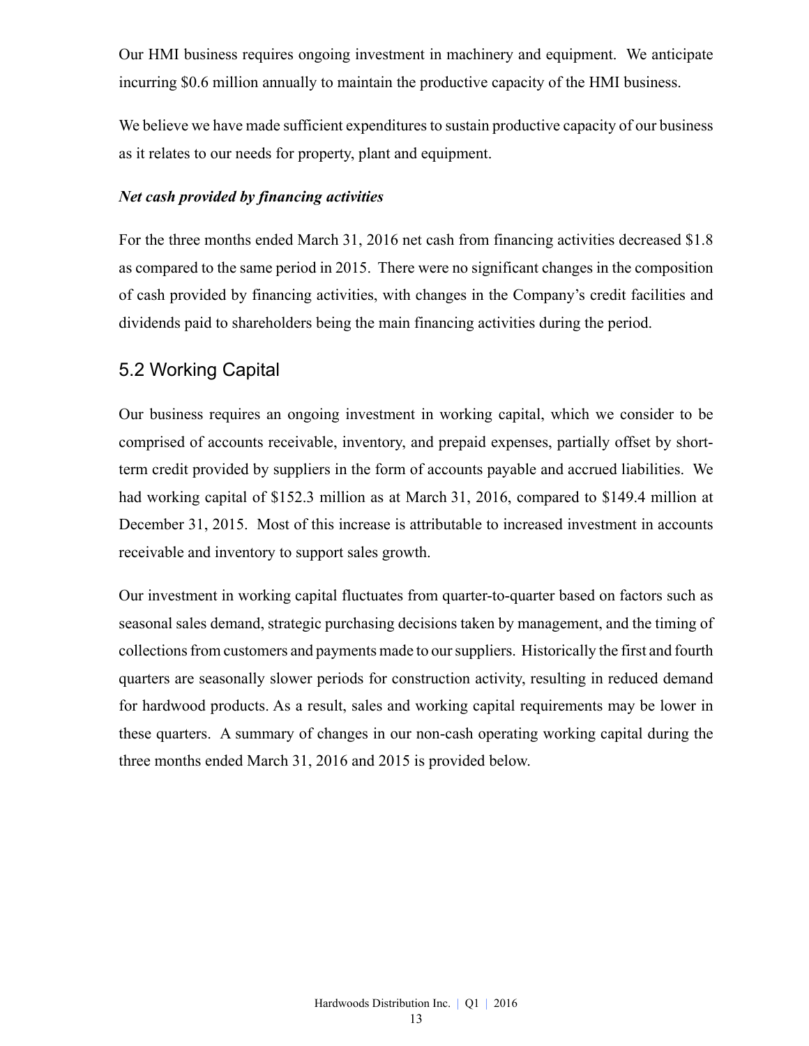Our HMI business requires ongoing investment in machinery and equipment. We anticipate incurring $0.6 million annually to maintain the productive capacity of the HMI business.

We believe we have made sufficient expenditures to sustain productive capacity of our business as it relates to our needs for property, plant and equipment.

***Net cash provided by financing activities***

For the three months ended March 31, 2016 net cash from financing activities decreased $1.8 as compared to the same period in 2015. There were no significant changes in the composition of cash provided by financing activities, with changes in the Company's credit facilities and dividends paid to shareholders being the main financing activities during the period.

## 5.2 Working Capital

Our business requires an ongoing investment in working capital, which we consider to be comprised of accounts receivable, inventory, and prepaid expenses, partially offset by short-term credit provided by suppliers in the form of accounts payable and accrued liabilities. We had working capital of $152.3 million as at March 31, 2016, compared to $149.4 million at December 31, 2015. Most of this increase is attributable to increased investment in accounts receivable and inventory to support sales growth.

Our investment in working capital fluctuates from quarter-to-quarter based on factors such as seasonal sales demand, strategic purchasing decisions taken by management, and the timing of collections from customers and payments made to our suppliers. Historically the first and fourth quarters are seasonally slower periods for construction activity, resulting in reduced demand for hardwood products. As a result, sales and working capital requirements may be lower in these quarters. A summary of changes in our non-cash operating working capital during the three months ended March 31, 2016 and 2015 is provided below.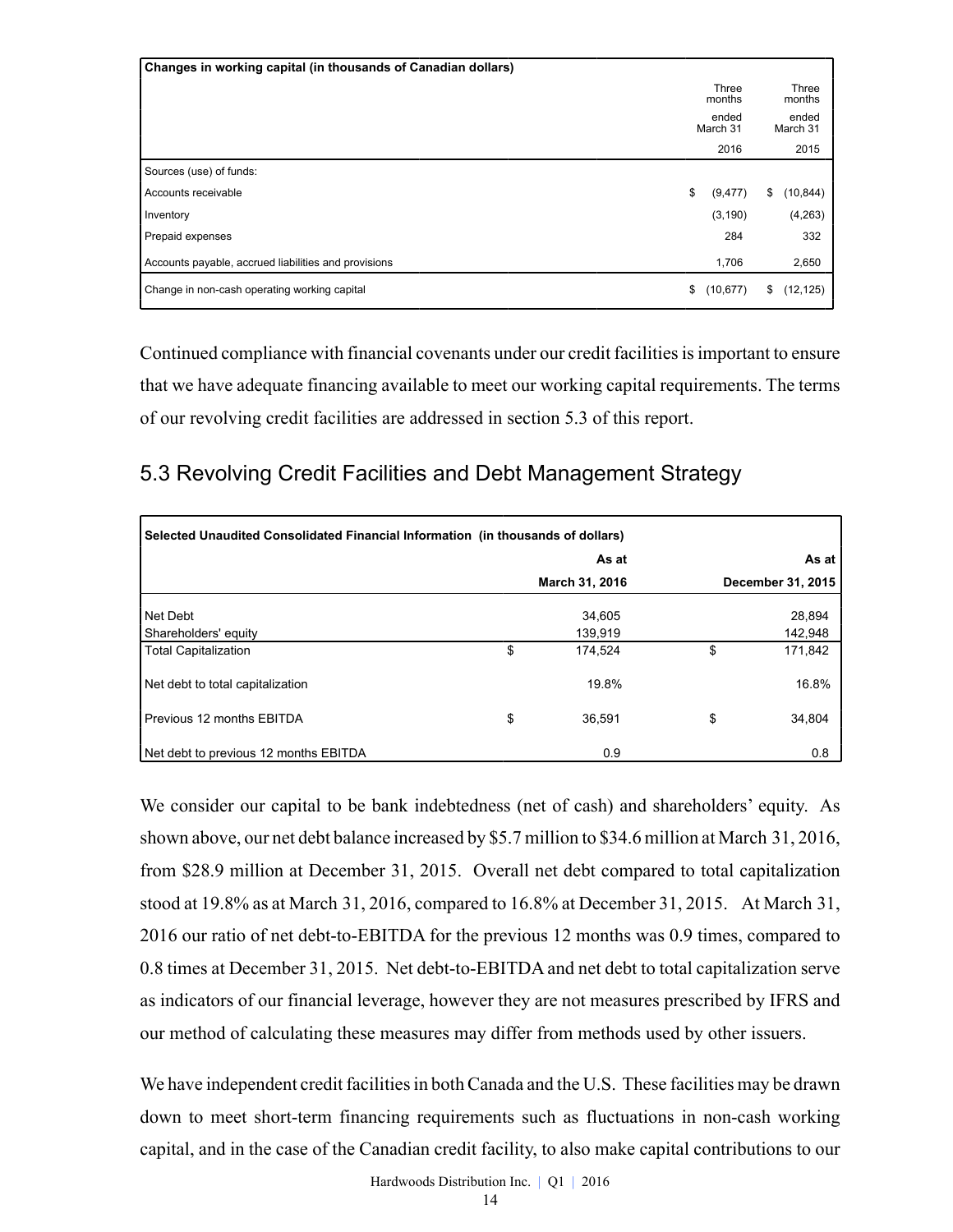| Changes in working capital (in thousands of Canadian dollars) | Three months ended March 31 2016 | Three months ended March 31 2015 |
|---|---|---|
| Sources (use) of funds: | | |
| Accounts receivable | $ (9,477) | $ (10,844) |
| Inventory | (3,190) | (4,263) |
| Prepaid expenses | 284 | 332 |
| Accounts payable, accrued liabilities and provisions | 1,706 | 2,650 |
| Change in non-cash operating working capital | $ (10,677) | $ (12,125) |

Continued compliance with financial covenants under our credit facilities is important to ensure that we have adequate financing available to meet our working capital requirements. The terms of our revolving credit facilities are addressed in section 5.3 of this report.

## 5.3 Revolving Credit Facilities and Debt Management Strategy

| Selected Unaudited Consolidated Financial Information (in thousands of dollars) | As at March 31, 2016 | As at December 31, 2015 |
|---|---|---|
| Net Debt | 34,605 | 28,894 |
| Shareholders' equity | 139,919 | 142,948 |
| Total Capitalization | $ 174,524 | $ 171,842 |
| Net debt to total capitalization | 19.8% | 16.8% |
| Previous 12 months EBITDA | $ 36,591 | $ 34,804 |
| Net debt to previous 12 months EBITDA | 0.9 | 0.8 |

We consider our capital to be bank indebtedness (net of cash) and shareholders' equity. As shown above, our net debt balance increased by $5.7 million to $34.6 million at March 31, 2016, from $28.9 million at December 31, 2015. Overall net debt compared to total capitalization stood at 19.8% as at March 31, 2016, compared to 16.8% at December 31, 2015. At March 31, 2016 our ratio of net debt-to-EBITDA for the previous 12 months was 0.9 times, compared to 0.8 times at December 31, 2015. Net debt-to-EBITDA and net debt to total capitalization serve as indicators of our financial leverage, however they are not measures prescribed by IFRS and our method of calculating these measures may differ from methods used by other issuers.

We have independent credit facilities in both Canada and the U.S. These facilities may be drawn down to meet short-term financing requirements such as fluctuations in non-cash working capital, and in the case of the Canadian credit facility, to also make capital contributions to our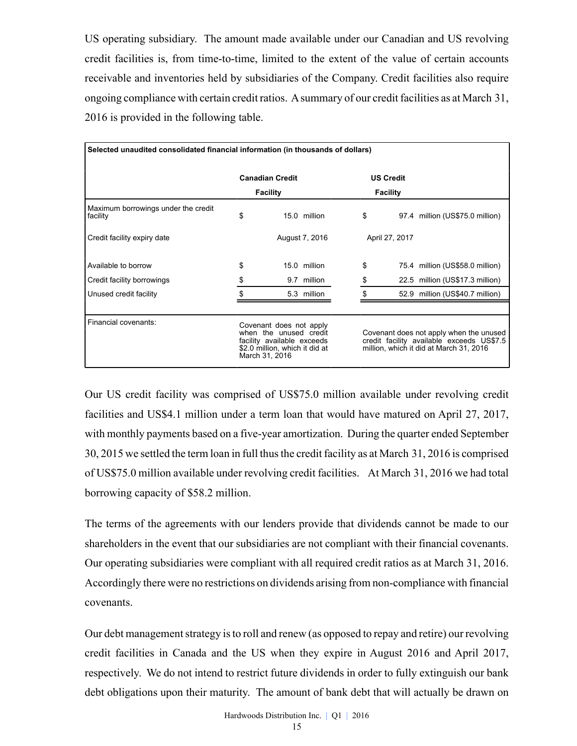US operating subsidiary. The amount made available under our Canadian and US revolving credit facilities is, from time-to-time, limited to the extent of the value of certain accounts receivable and inventories held by subsidiaries of the Company. Credit facilities also require ongoing compliance with certain credit ratios. A summary of our credit facilities as at March 31, 2016 is provided in the following table.

| **Selected unaudited consolidated financial information (in thousands of dollars)** | | |
|---|---|---|
| | **Canadian Credit Facility** | **US Credit Facility** |
| Maximum borrowings under the credit facility | $ 15.0 million | $ 97.4 million (US$75.0 million) |
| Credit facility expiry date | August 7, 2016 | April 27, 2017 |
| Available to borrow | $ 15.0 million | $ 75.4 million (US$58.0 million) |
| Credit facility borrowings | $ 9.7 million | $ 22.5 million (US$17.3 million) |
| Unused credit facility | $ 5.3 million | $ 52.9 million (US$40.7 million) |
| Financial covenants: | Covenant does not apply when the unused credit facility available exceeds $2.0 million, which it did at March 31, 2016 | Covenant does not apply when the unused credit facility available exceeds US$7.5 million, which it did at March 31, 2016 |

Our US credit facility was comprised of US$75.0 million available under revolving credit facilities and US$4.1 million under a term loan that would have matured on April 27, 2017, with monthly payments based on a five-year amortization. During the quarter ended September 30, 2015 we settled the term loan in full thus the credit facility as at March 31, 2016 is comprised of US$75.0 million available under revolving credit facilities. At March 31, 2016 we had total borrowing capacity of $58.2 million.

The terms of the agreements with our lenders provide that dividends cannot be made to our shareholders in the event that our subsidiaries are not compliant with their financial covenants. Our operating subsidiaries were compliant with all required credit ratios as at March 31, 2016. Accordingly there were no restrictions on dividends arising from non-compliance with financial covenants.

Our debt management strategy is to roll and renew (as opposed to repay and retire) our revolving credit facilities in Canada and the US when they expire in August 2016 and April 2017, respectively. We do not intend to restrict future dividends in order to fully extinguish our bank debt obligations upon their maturity. The amount of bank debt that will actually be drawn on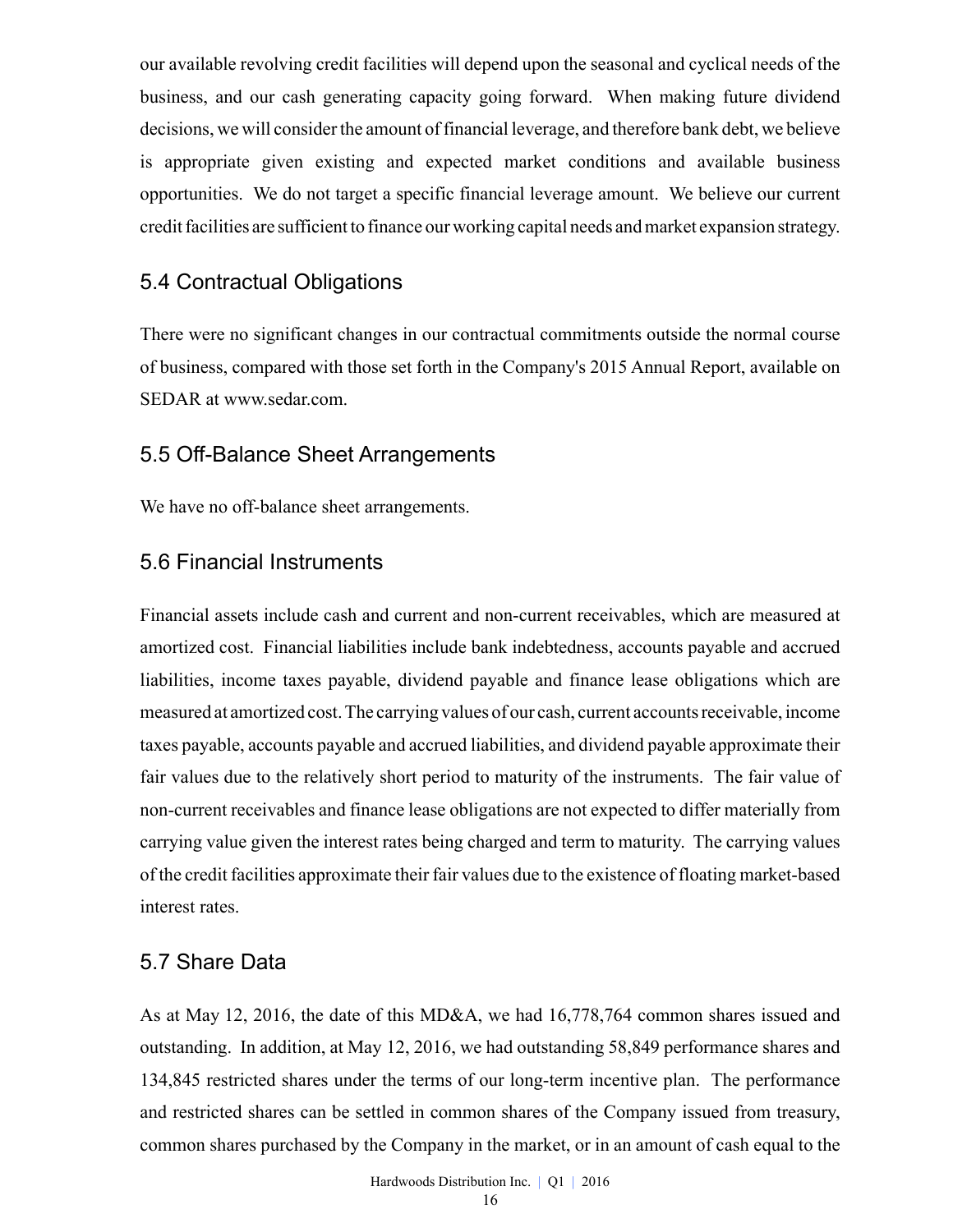our available revolving credit facilities will depend upon the seasonal and cyclical needs of the business, and our cash generating capacity going forward. When making future dividend decisions, we will consider the amount of financial leverage, and therefore bank debt, we believe is appropriate given existing and expected market conditions and available business opportunities. We do not target a specific financial leverage amount. We believe our current credit facilities are sufficient to finance our working capital needs and market expansion strategy.

## 5.4 Contractual Obligations

There were no significant changes in our contractual commitments outside the normal course of business, compared with those set forth in the Company's 2015 Annual Report, available on SEDAR at www.sedar.com.

## 5.5 Off-Balance Sheet Arrangements

We have no off-balance sheet arrangements.

## 5.6 Financial Instruments

Financial assets include cash and current and non-current receivables, which are measured at amortized cost. Financial liabilities include bank indebtedness, accounts payable and accrued liabilities, income taxes payable, dividend payable and finance lease obligations which are measured at amortized cost. The carrying values of our cash, current accounts receivable, income taxes payable, accounts payable and accrued liabilities, and dividend payable approximate their fair values due to the relatively short period to maturity of the instruments. The fair value of non-current receivables and finance lease obligations are not expected to differ materially from carrying value given the interest rates being charged and term to maturity. The carrying values of the credit facilities approximate their fair values due to the existence of floating market-based interest rates.

## 5.7 Share Data

As at May 12, 2016, the date of this MD&A, we had 16,778,764 common shares issued and outstanding. In addition, at May 12, 2016, we had outstanding 58,849 performance shares and 134,845 restricted shares under the terms of our long-term incentive plan. The performance and restricted shares can be settled in common shares of the Company issued from treasury, common shares purchased by the Company in the market, or in an amount of cash equal to the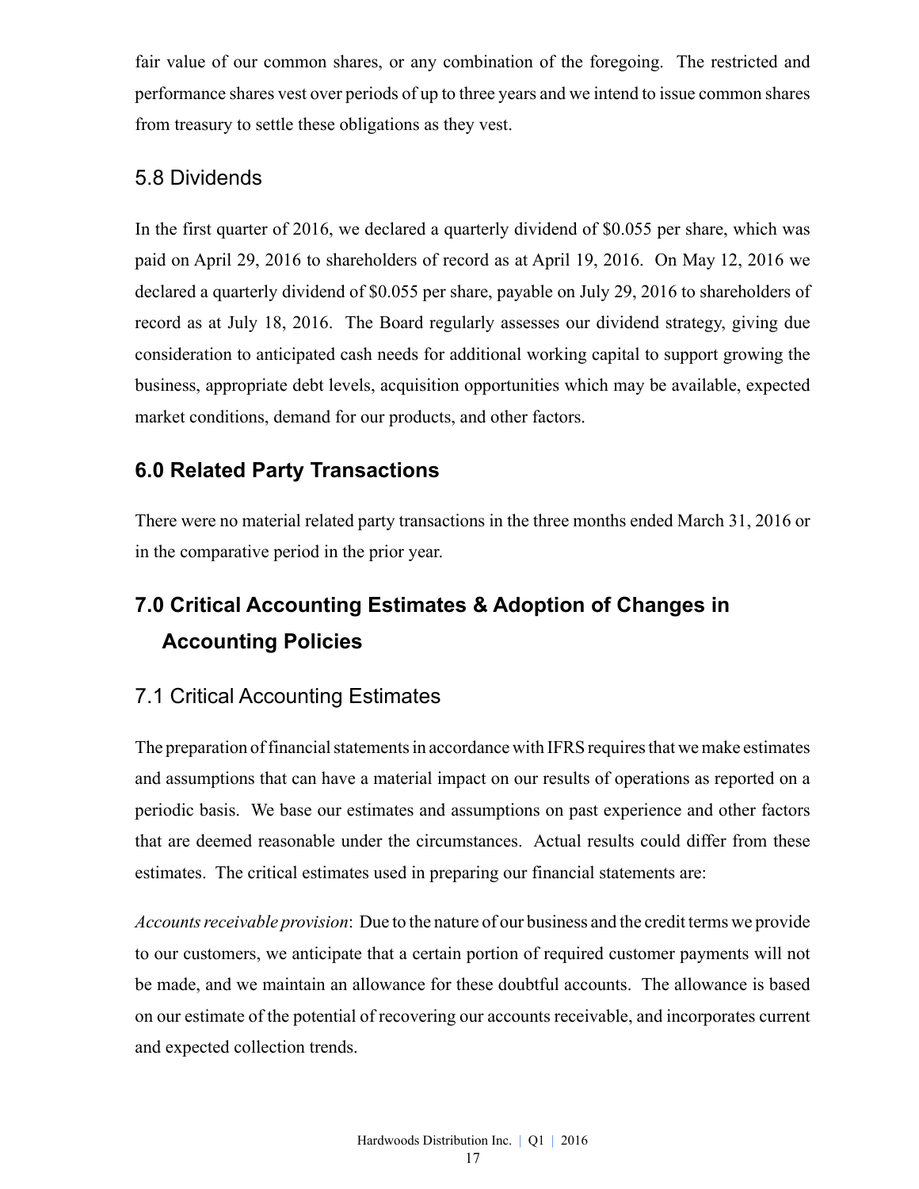fair value of our common shares, or any combination of the foregoing. The restricted and performance shares vest over periods of up to three years and we intend to issue common shares from treasury to settle these obligations as they vest.

### 5.8 Dividends

In the first quarter of 2016, we declared a quarterly dividend of $0.055 per share, which was paid on April 29, 2016 to shareholders of record as at April 19, 2016. On May 12, 2016 we declared a quarterly dividend of $0.055 per share, payable on July 29, 2016 to shareholders of record as at July 18, 2016. The Board regularly assesses our dividend strategy, giving due consideration to anticipated cash needs for additional working capital to support growing the business, appropriate debt levels, acquisition opportunities which may be available, expected market conditions, demand for our products, and other factors.

## 6.0 Related Party Transactions

There were no material related party transactions in the three months ended March 31, 2016 or in the comparative period in the prior year.

## 7.0 Critical Accounting Estimates & Adoption of Changes in Accounting Policies

### 7.1 Critical Accounting Estimates

The preparation of financial statements in accordance with IFRS requires that we make estimates and assumptions that can have a material impact on our results of operations as reported on a periodic basis. We base our estimates and assumptions on past experience and other factors that are deemed reasonable under the circumstances. Actual results could differ from these estimates. The critical estimates used in preparing our financial statements are:

*Accounts receivable provision*: Due to the nature of our business and the credit terms we provide to our customers, we anticipate that a certain portion of required customer payments will not be made, and we maintain an allowance for these doubtful accounts. The allowance is based on our estimate of the potential of recovering our accounts receivable, and incorporates current and expected collection trends.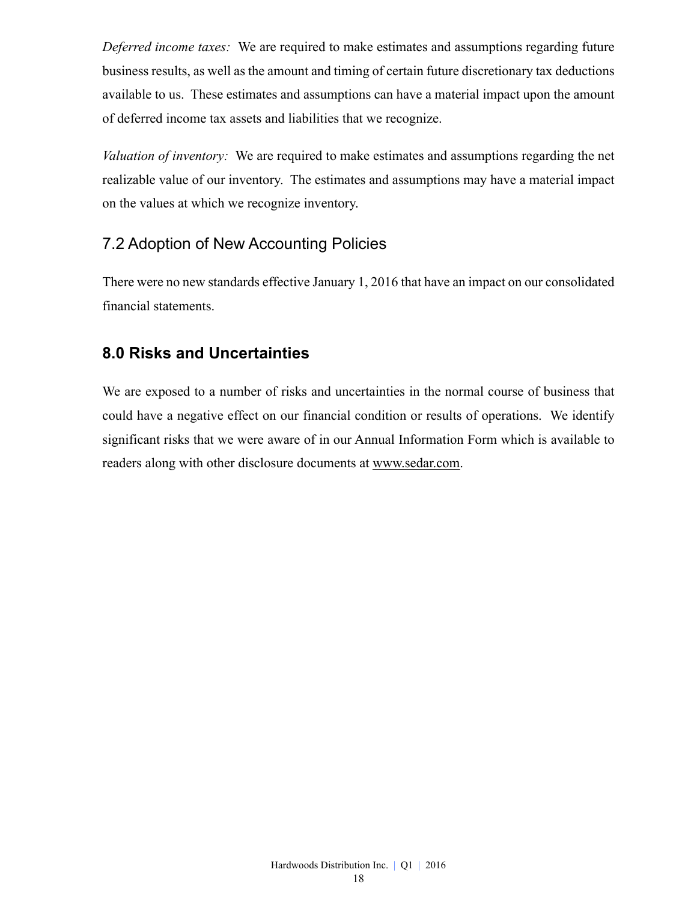*Deferred income taxes:* We are required to make estimates and assumptions regarding future business results, as well as the amount and timing of certain future discretionary tax deductions available to us. These estimates and assumptions can have a material impact upon the amount of deferred income tax assets and liabilities that we recognize.

*Valuation of inventory:* We are required to make estimates and assumptions regarding the net realizable value of our inventory. The estimates and assumptions may have a material impact on the values at which we recognize inventory.

### 7.2 Adoption of New Accounting Policies

There were no new standards effective January 1, 2016 that have an impact on our consolidated financial statements.

## 8.0 Risks and Uncertainties

We are exposed to a number of risks and uncertainties in the normal course of business that could have a negative effect on our financial condition or results of operations. We identify significant risks that we were aware of in our Annual Information Form which is available to readers along with other disclosure documents at www.sedar.com.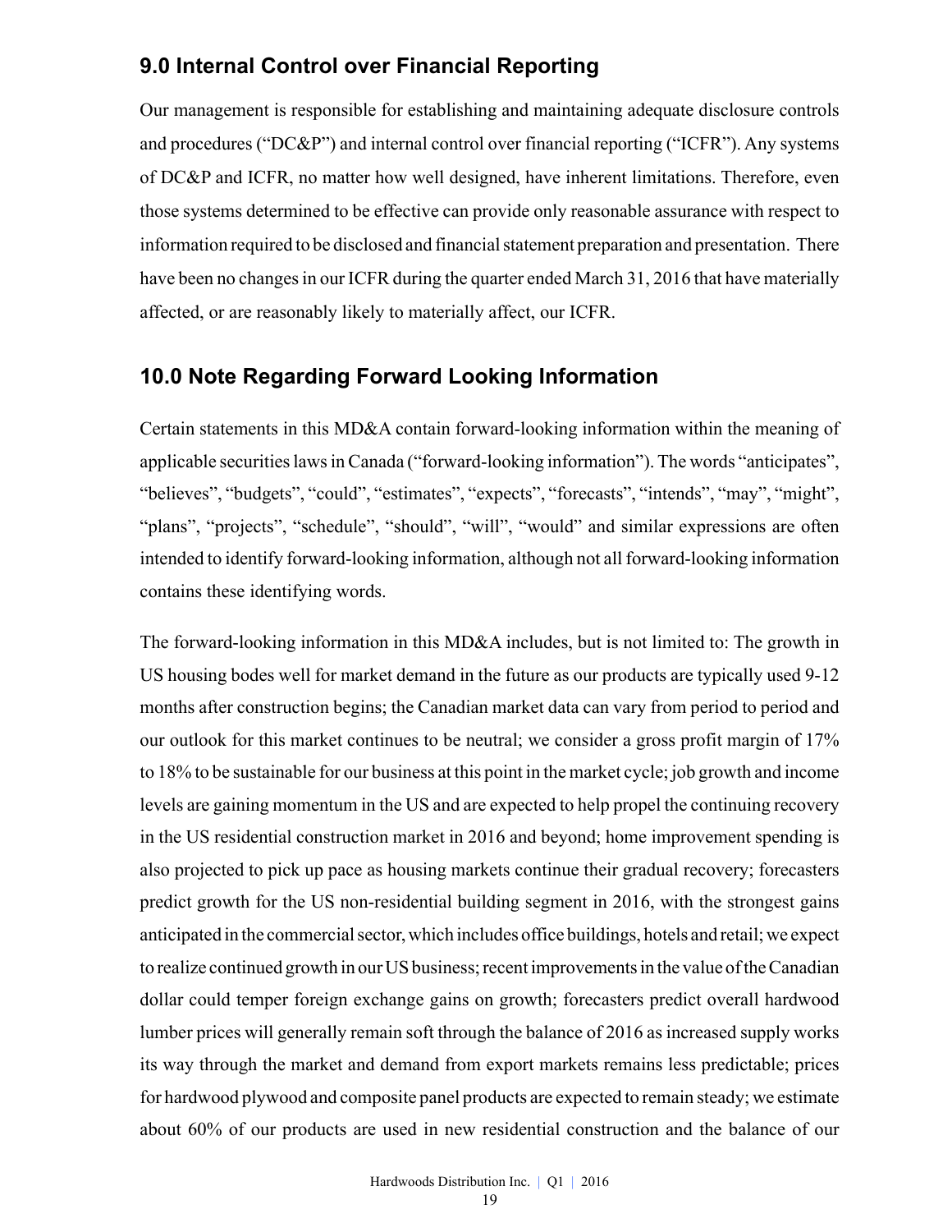## 9.0 Internal Control over Financial Reporting

Our management is responsible for establishing and maintaining adequate disclosure controls and procedures ("DC&P") and internal control over financial reporting ("ICFR"). Any systems of DC&P and ICFR, no matter how well designed, have inherent limitations. Therefore, even those systems determined to be effective can provide only reasonable assurance with respect to information required to be disclosed and financial statement preparation and presentation. There have been no changes in our ICFR during the quarter ended March 31, 2016 that have materially affected, or are reasonably likely to materially affect, our ICFR.

## 10.0 Note Regarding Forward Looking Information

Certain statements in this MD&A contain forward-looking information within the meaning of applicable securities laws in Canada ("forward-looking information"). The words "anticipates", "believes", "budgets", "could", "estimates", "expects", "forecasts", "intends", "may", "might", "plans", "projects", "schedule", "should", "will", "would" and similar expressions are often intended to identify forward-looking information, although not all forward-looking information contains these identifying words.

The forward-looking information in this MD&A includes, but is not limited to: The growth in US housing bodes well for market demand in the future as our products are typically used 9-12 months after construction begins; the Canadian market data can vary from period to period and our outlook for this market continues to be neutral; we consider a gross profit margin of 17% to 18% to be sustainable for our business at this point in the market cycle; job growth and income levels are gaining momentum in the US and are expected to help propel the continuing recovery in the US residential construction market in 2016 and beyond; home improvement spending is also projected to pick up pace as housing markets continue their gradual recovery; forecasters predict growth for the US non-residential building segment in 2016, with the strongest gains anticipated in the commercial sector, which includes office buildings, hotels and retail; we expect to realize continued growth in our US business; recent improvements in the value of the Canadian dollar could temper foreign exchange gains on growth; forecasters predict overall hardwood lumber prices will generally remain soft through the balance of 2016 as increased supply works its way through the market and demand from export markets remains less predictable; prices for hardwood plywood and composite panel products are expected to remain steady; we estimate about 60% of our products are used in new residential construction and the balance of our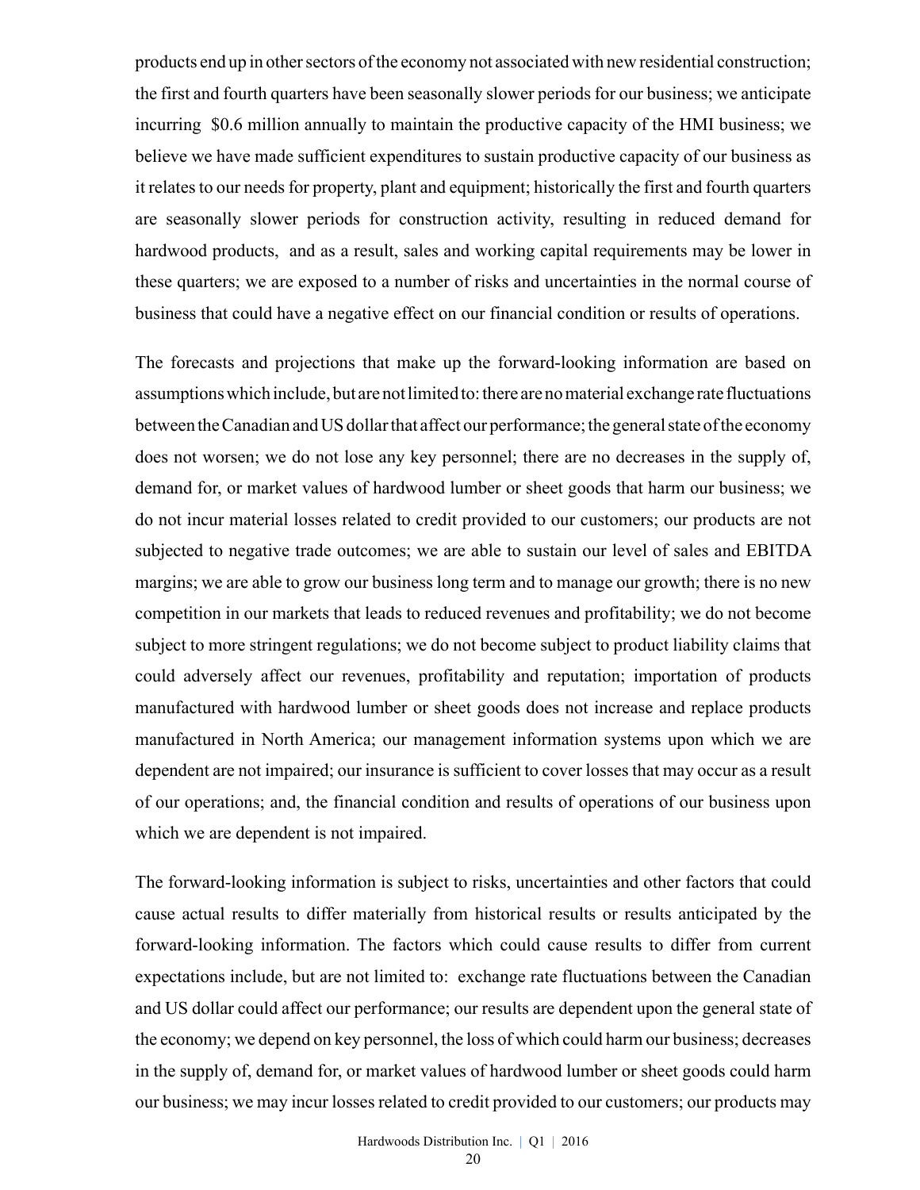products end up in other sectors of the economy not associated with new residential construction; the first and fourth quarters have been seasonally slower periods for our business; we anticipate incurring $0.6 million annually to maintain the productive capacity of the HMI business; we believe we have made sufficient expenditures to sustain productive capacity of our business as it relates to our needs for property, plant and equipment; historically the first and fourth quarters are seasonally slower periods for construction activity, resulting in reduced demand for hardwood products, and as a result, sales and working capital requirements may be lower in these quarters; we are exposed to a number of risks and uncertainties in the normal course of business that could have a negative effect on our financial condition or results of operations.

The forecasts and projections that make up the forward-looking information are based on assumptions which include, but are not limited to: there are no material exchange rate fluctuations between the Canadian and US dollar that affect our performance; the general state of the economy does not worsen; we do not lose any key personnel; there are no decreases in the supply of, demand for, or market values of hardwood lumber or sheet goods that harm our business; we do not incur material losses related to credit provided to our customers; our products are not subjected to negative trade outcomes; we are able to sustain our level of sales and EBITDA margins; we are able to grow our business long term and to manage our growth; there is no new competition in our markets that leads to reduced revenues and profitability; we do not become subject to more stringent regulations; we do not become subject to product liability claims that could adversely affect our revenues, profitability and reputation; importation of products manufactured with hardwood lumber or sheet goods does not increase and replace products manufactured in North America; our management information systems upon which we are dependent are not impaired; our insurance is sufficient to cover losses that may occur as a result of our operations; and, the financial condition and results of operations of our business upon which we are dependent is not impaired.

The forward-looking information is subject to risks, uncertainties and other factors that could cause actual results to differ materially from historical results or results anticipated by the forward-looking information. The factors which could cause results to differ from current expectations include, but are not limited to: exchange rate fluctuations between the Canadian and US dollar could affect our performance; our results are dependent upon the general state of the economy; we depend on key personnel, the loss of which could harm our business; decreases in the supply of, demand for, or market values of hardwood lumber or sheet goods could harm our business; we may incur losses related to credit provided to our customers; our products may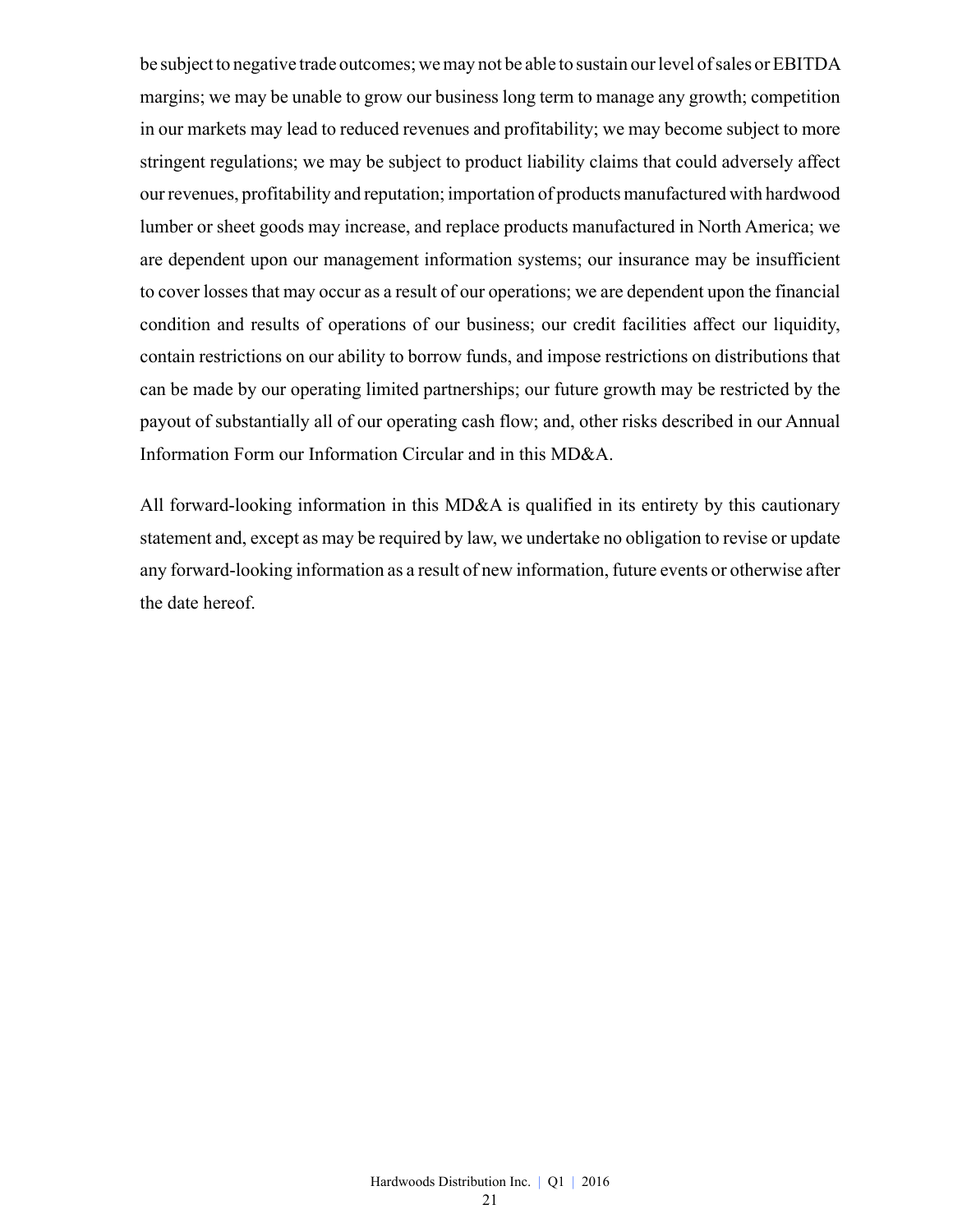be subject to negative trade outcomes; we may not be able to sustain our level of sales or EBITDA margins; we may be unable to grow our business long term to manage any growth; competition in our markets may lead to reduced revenues and profitability; we may become subject to more stringent regulations; we may be subject to product liability claims that could adversely affect our revenues, profitability and reputation; importation of products manufactured with hardwood lumber or sheet goods may increase, and replace products manufactured in North America; we are dependent upon our management information systems; our insurance may be insufficient to cover losses that may occur as a result of our operations; we are dependent upon the financial condition and results of operations of our business; our credit facilities affect our liquidity, contain restrictions on our ability to borrow funds, and impose restrictions on distributions that can be made by our operating limited partnerships; our future growth may be restricted by the payout of substantially all of our operating cash flow; and, other risks described in our Annual Information Form our Information Circular and in this MD&A.

All forward-looking information in this MD&A is qualified in its entirety by this cautionary statement and, except as may be required by law, we undertake no obligation to revise or update any forward-looking information as a result of new information, future events or otherwise after the date hereof.